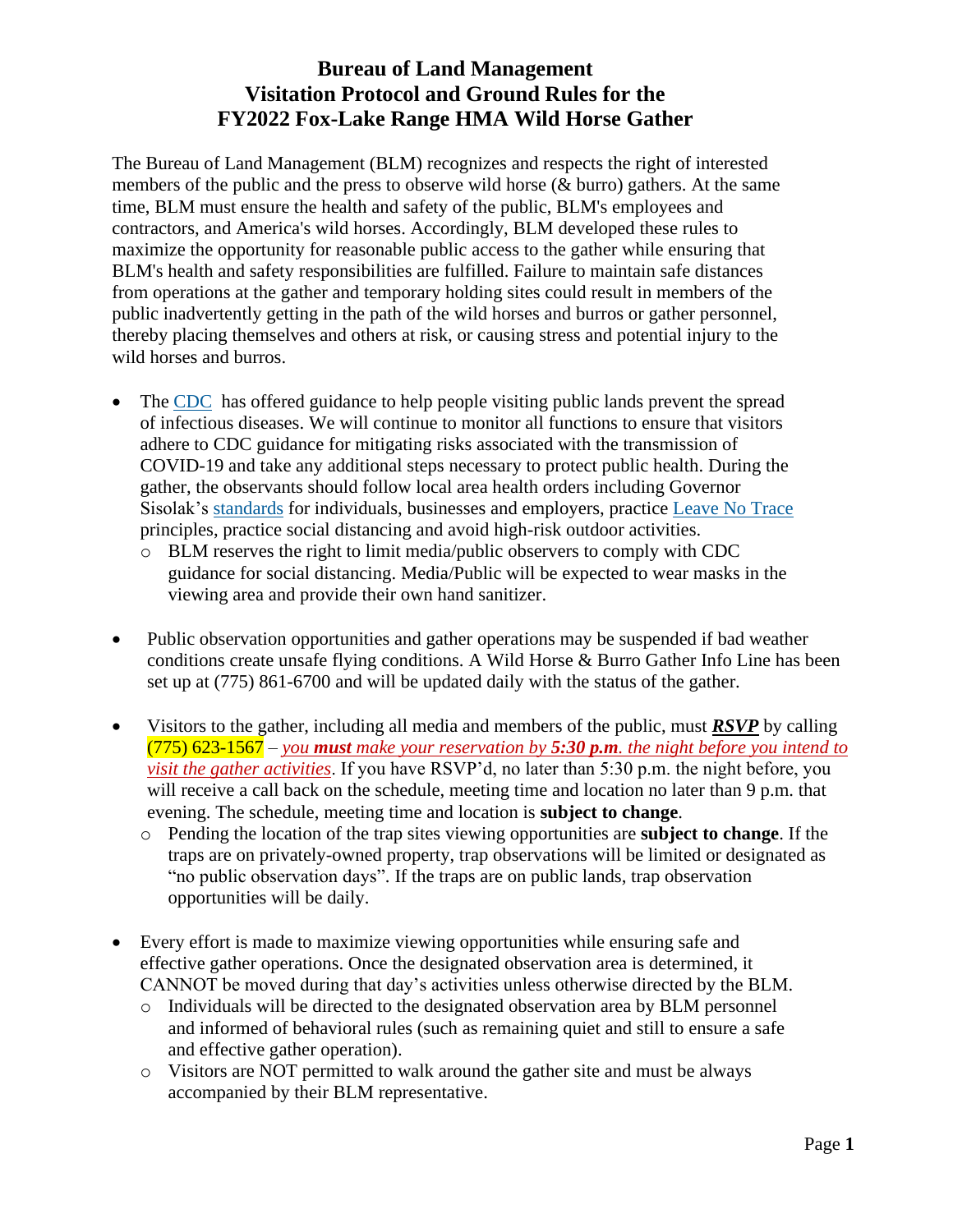# Bureau of Land Management
# Visitation Protocol and Ground Rules for the FY2022 Fox-Lake Range HMA Wild Horse Gather

The Bureau of Land Management (BLM) recognizes and respects the right of interested members of the public and the press to observe wild horse (& burro) gathers. At the same time, BLM must ensure the health and safety of the public, BLM's employees and contractors, and America's wild horses. Accordingly, BLM developed these rules to maximize the opportunity for reasonable public access to the gather while ensuring that BLM's health and safety responsibilities are fulfilled. Failure to maintain safe distances from operations at the gather and temporary holding sites could result in members of the public inadvertently getting in the path of the wild horses and burros or gather personnel, thereby placing themselves and others at risk, or causing stress and potential injury to the wild horses and burros.

- The CDC has offered guidance to help people visiting public lands prevent the spread of infectious diseases. We will continue to monitor all functions to ensure that visitors adhere to CDC guidance for mitigating risks associated with the transmission of COVID-19 and take any additional steps necessary to protect public health. During the gather, the observants should follow local area health orders including Governor Sisolak's standards for individuals, businesses and employers, practice Leave No Trace principles, practice social distancing and avoid high-risk outdoor activities.
  - BLM reserves the right to limit media/public observers to comply with CDC guidance for social distancing. Media/Public will be expected to wear masks in the viewing area and provide their own hand sanitizer.

- Public observation opportunities and gather operations may be suspended if bad weather conditions create unsafe flying conditions. A Wild Horse & Burro Gather Info Line has been set up at (775) 861-6700 and will be updated daily with the status of the gather.

- Visitors to the gather, including all media and members of the public, must ***RSVP*** by calling (775) 623-1567 – *you **must** make your reservation by **5:30 p.m**. the night before you intend to visit the gather activities*. If you have RSVP'd, no later than 5:30 p.m. the night before, you will receive a call back on the schedule, meeting time and location no later than 9 p.m. that evening. The schedule, meeting time and location is **subject to change**.
  - Pending the location of the trap sites viewing opportunities are **subject to change**. If the traps are on privately-owned property, trap observations will be limited or designated as "no public observation days". If the traps are on public lands, trap observation opportunities will be daily.

- Every effort is made to maximize viewing opportunities while ensuring safe and effective gather operations. Once the designated observation area is determined, it CANNOT be moved during that day's activities unless otherwise directed by the BLM.
  - Individuals will be directed to the designated observation area by BLM personnel and informed of behavioral rules (such as remaining quiet and still to ensure a safe and effective gather operation).
  - Visitors are NOT permitted to walk around the gather site and must be always accompanied by their BLM representative.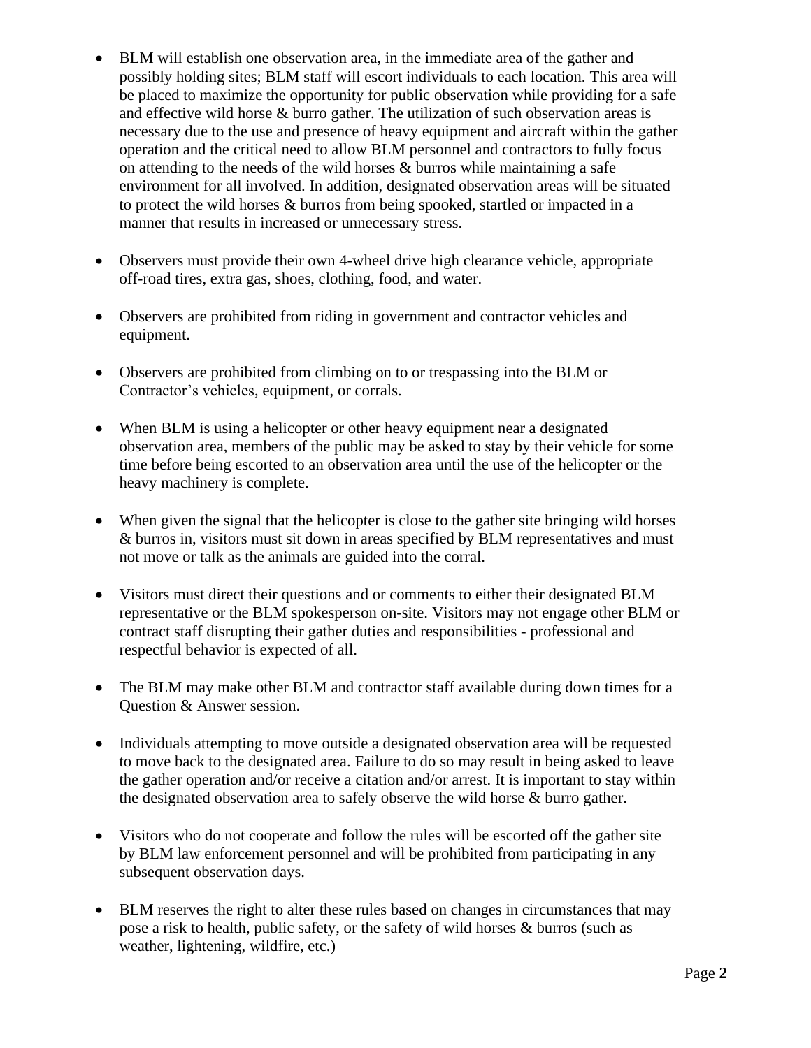- BLM will establish one observation area, in the immediate area of the gather and possibly holding sites; BLM staff will escort individuals to each location. This area will be placed to maximize the opportunity for public observation while providing for a safe and effective wild horse & burro gather. The utilization of such observation areas is necessary due to the use and presence of heavy equipment and aircraft within the gather operation and the critical need to allow BLM personnel and contractors to fully focus on attending to the needs of the wild horses & burros while maintaining a safe environment for all involved. In addition, designated observation areas will be situated to protect the wild horses & burros from being spooked, startled or impacted in a manner that results in increased or unnecessary stress.

- Observers <u>must</u> provide their own 4-wheel drive high clearance vehicle, appropriate off-road tires, extra gas, shoes, clothing, food, and water.

- Observers are prohibited from riding in government and contractor vehicles and equipment.

- Observers are prohibited from climbing on to or trespassing into the BLM or Contractor's vehicles, equipment, or corrals.

- When BLM is using a helicopter or other heavy equipment near a designated observation area, members of the public may be asked to stay by their vehicle for some time before being escorted to an observation area until the use of the helicopter or the heavy machinery is complete.

- When given the signal that the helicopter is close to the gather site bringing wild horses & burros in, visitors must sit down in areas specified by BLM representatives and must not move or talk as the animals are guided into the corral.

- Visitors must direct their questions and or comments to either their designated BLM representative or the BLM spokesperson on-site. Visitors may not engage other BLM or contract staff disrupting their gather duties and responsibilities - professional and respectful behavior is expected of all.

- The BLM may make other BLM and contractor staff available during down times for a Question & Answer session.

- Individuals attempting to move outside a designated observation area will be requested to move back to the designated area. Failure to do so may result in being asked to leave the gather operation and/or receive a citation and/or arrest. It is important to stay within the designated observation area to safely observe the wild horse & burro gather.

- Visitors who do not cooperate and follow the rules will be escorted off the gather site by BLM law enforcement personnel and will be prohibited from participating in any subsequent observation days.

- BLM reserves the right to alter these rules based on changes in circumstances that may pose a risk to health, public safety, or the safety of wild horses & burros (such as weather, lightening, wildfire, etc.)